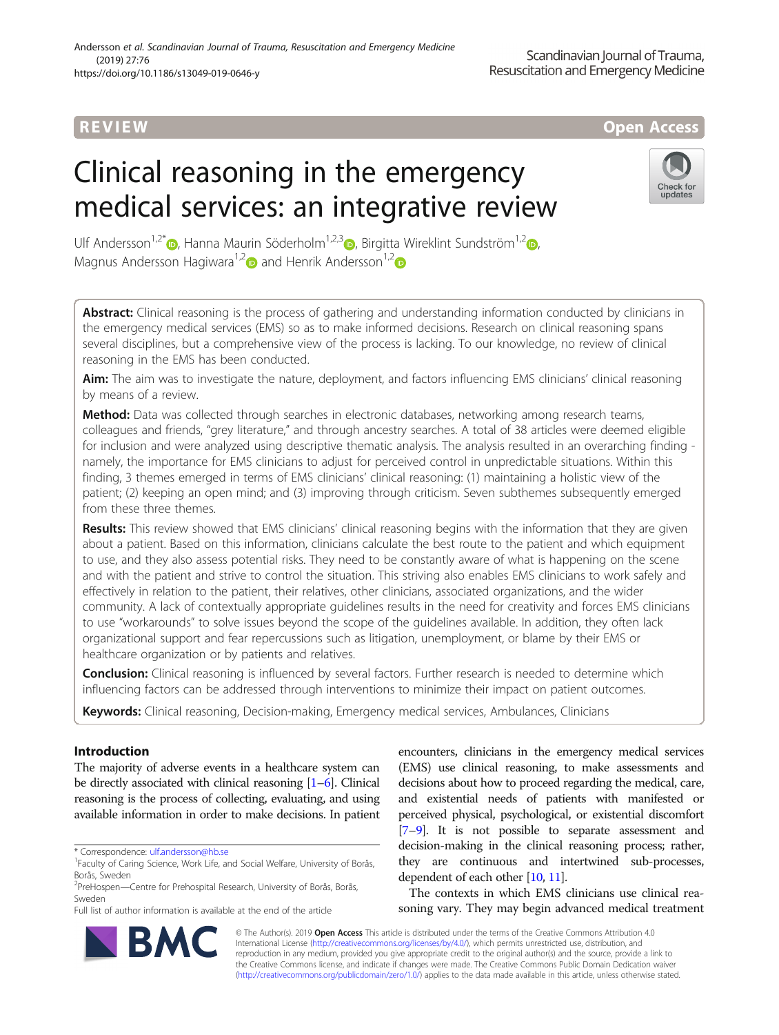REVIEW Open Access

# Clinical reasoning in the emergency medical services: an integrative review

Ulf Andersson[1,2*], Hanna Maurin Söderholm[1,2,3], Birgitta Wireklint Sundström[1,2], Magnus Andersson Hagiwara[1,2] and Henrik Andersson[1,2]

**Abstract:** Clinical reasoning is the process of gathering and understanding information conducted by clinicians in the emergency medical services (EMS) so as to make informed decisions. Research on clinical reasoning spans several disciplines, but a comprehensive view of the process is lacking. To our knowledge, no review of clinical reasoning in the EMS has been conducted.

**Aim:** The aim was to investigate the nature, deployment, and factors influencing EMS clinicians' clinical reasoning by means of a review.

**Method:** Data was collected through searches in electronic databases, networking among research teams, colleagues and friends, "grey literature," and through ancestry searches. A total of 38 articles were deemed eligible for inclusion and were analyzed using descriptive thematic analysis. The analysis resulted in an overarching finding - namely, the importance for EMS clinicians to adjust for perceived control in unpredictable situations. Within this finding, 3 themes emerged in terms of EMS clinicians' clinical reasoning: (1) maintaining a holistic view of the patient; (2) keeping an open mind; and (3) improving through criticism. Seven subthemes subsequently emerged from these three themes.

**Results:** This review showed that EMS clinicians' clinical reasoning begins with the information that they are given about a patient. Based on this information, clinicians calculate the best route to the patient and which equipment to use, and they also assess potential risks. They need to be constantly aware of what is happening on the scene and with the patient and strive to control the situation. This striving also enables EMS clinicians to work safely and effectively in relation to the patient, their relatives, other clinicians, associated organizations, and the wider community. A lack of contextually appropriate guidelines results in the need for creativity and forces EMS clinicians to use "workarounds" to solve issues beyond the scope of the guidelines available. In addition, they often lack organizational support and fear repercussions such as litigation, unemployment, or blame by their EMS or healthcare organization or by patients and relatives.

**Conclusion:** Clinical reasoning is influenced by several factors. Further research is needed to determine which influencing factors can be addressed through interventions to minimize their impact on patient outcomes.

**Keywords:** Clinical reasoning, Decision-making, Emergency medical services, Ambulances, Clinicians

## Introduction

The majority of adverse events in a healthcare system can be directly associated with clinical reasoning [1–6]. Clinical reasoning is the process of collecting, evaluating, and using available information in order to make decisions. In patient encounters, clinicians in the emergency medical services (EMS) use clinical reasoning, to make assessments and decisions about how to proceed regarding the medical, care, and existential needs of patients with manifested or perceived physical, psychological, or existential discomfort [7–9]. It is not possible to separate assessment and decision-making in the clinical reasoning process; rather, they are continuous and intertwined sub-processes, dependent of each other [10, 11].

The contexts in which EMS clinicians use clinical reasoning vary. They may begin advanced medical treatment

* Correspondence: ulf.andersson@hb.se
[1]Faculty of Caring Science, Work Life, and Social Welfare, University of Borås, Borås, Sweden
[2]PreHospen—Centre for Prehospital Research, University of Borås, Borås, Sweden
Full list of author information is available at the end of the article

© The Author(s). 2019 **Open Access** This article is distributed under the terms of the Creative Commons Attribution 4.0 International License (http://creativecommons.org/licenses/by/4.0/), which permits unrestricted use, distribution, and reproduction in any medium, provided you give appropriate credit to the original author(s) and the source, provide a link to the Creative Commons license, and indicate if changes were made. The Creative Commons Public Domain Dedication waiver (http://creativecommons.org/publicdomain/zero/1.0/) applies to the data made available in this article, unless otherwise stated.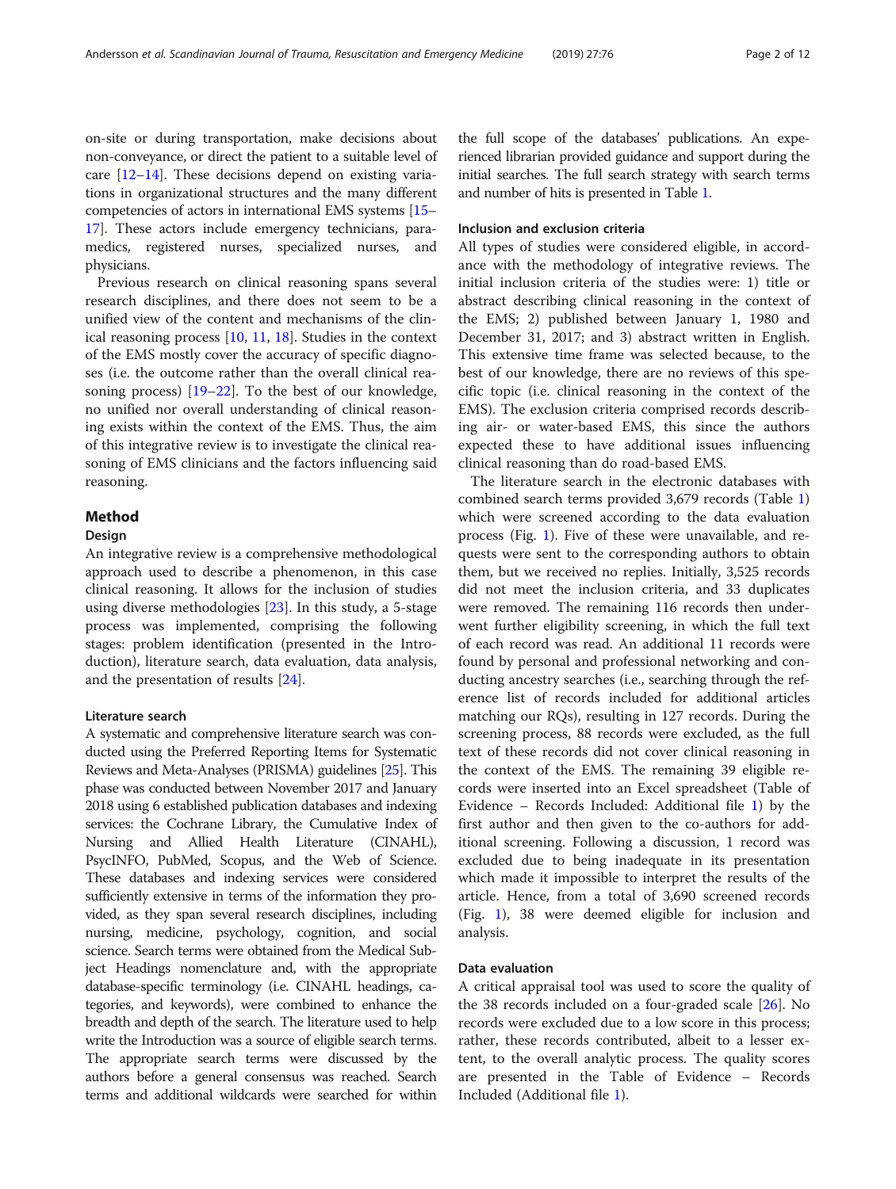on-site or during transportation, make decisions about non-conveyance, or direct the patient to a suitable level of care [12–14]. These decisions depend on existing variations in organizational structures and the many different competencies of actors in international EMS systems [15–17]. These actors include emergency technicians, paramedics, registered nurses, specialized nurses, and physicians.

Previous research on clinical reasoning spans several research disciplines, and there does not seem to be a unified view of the content and mechanisms of the clinical reasoning process [10, 11, 18]. Studies in the context of the EMS mostly cover the accuracy of specific diagnoses (i.e. the outcome rather than the overall clinical reasoning process) [19–22]. To the best of our knowledge, no unified nor overall understanding of clinical reasoning exists within the context of the EMS. Thus, the aim of this integrative review is to investigate the clinical reasoning of EMS clinicians and the factors influencing said reasoning.

## Method

### Design

An integrative review is a comprehensive methodological approach used to describe a phenomenon, in this case clinical reasoning. It allows for the inclusion of studies using diverse methodologies [23]. In this study, a 5-stage process was implemented, comprising the following stages: problem identification (presented in the Introduction), literature search, data evaluation, data analysis, and the presentation of results [24].

### Literature search

A systematic and comprehensive literature search was conducted using the Preferred Reporting Items for Systematic Reviews and Meta-Analyses (PRISMA) guidelines [25]. This phase was conducted between November 2017 and January 2018 using 6 established publication databases and indexing services: the Cochrane Library, the Cumulative Index of Nursing and Allied Health Literature (CINAHL), PsycINFO, PubMed, Scopus, and the Web of Science. These databases and indexing services were considered sufficiently extensive in terms of the information they provided, as they span several research disciplines, including nursing, medicine, psychology, cognition, and social science. Search terms were obtained from the Medical Subject Headings nomenclature and, with the appropriate database-specific terminology (i.e. CINAHL headings, categories, and keywords), were combined to enhance the breadth and depth of the search. The literature used to help write the Introduction was a source of eligible search terms. The appropriate search terms were discussed by the authors before a general consensus was reached. Search terms and additional wildcards were searched for within the full scope of the databases' publications. An experienced librarian provided guidance and support during the initial searches. The full search strategy with search terms and number of hits is presented in Table 1.

### Inclusion and exclusion criteria

All types of studies were considered eligible, in accordance with the methodology of integrative reviews. The initial inclusion criteria of the studies were: 1) title or abstract describing clinical reasoning in the context of the EMS; 2) published between January 1, 1980 and December 31, 2017; and 3) abstract written in English. This extensive time frame was selected because, to the best of our knowledge, there are no reviews of this specific topic (i.e. clinical reasoning in the context of the EMS). The exclusion criteria comprised records describing air- or water-based EMS, this since the authors expected these to have additional issues influencing clinical reasoning than do road-based EMS.

The literature search in the electronic databases with combined search terms provided 3,679 records (Table 1) which were screened according to the data evaluation process (Fig. 1). Five of these were unavailable, and requests were sent to the corresponding authors to obtain them, but we received no replies. Initially, 3,525 records did not meet the inclusion criteria, and 33 duplicates were removed. The remaining 116 records then underwent further eligibility screening, in which the full text of each record was read. An additional 11 records were found by personal and professional networking and conducting ancestry searches (i.e., searching through the reference list of records included for additional articles matching our RQs), resulting in 127 records. During the screening process, 88 records were excluded, as the full text of these records did not cover clinical reasoning in the context of the EMS. The remaining 39 eligible records were inserted into an Excel spreadsheet (Table of Evidence – Records Included: Additional file 1) by the first author and then given to the co-authors for additional screening. Following a discussion, 1 record was excluded due to being inadequate in its presentation which made it impossible to interpret the results of the article. Hence, from a total of 3,690 screened records (Fig. 1), 38 were deemed eligible for inclusion and analysis.

### Data evaluation

A critical appraisal tool was used to score the quality of the 38 records included on a four-graded scale [26]. No records were excluded due to a low score in this process; rather, these records contributed, albeit to a lesser extent, to the overall analytic process. The quality scores are presented in the Table of Evidence – Records Included (Additional file 1).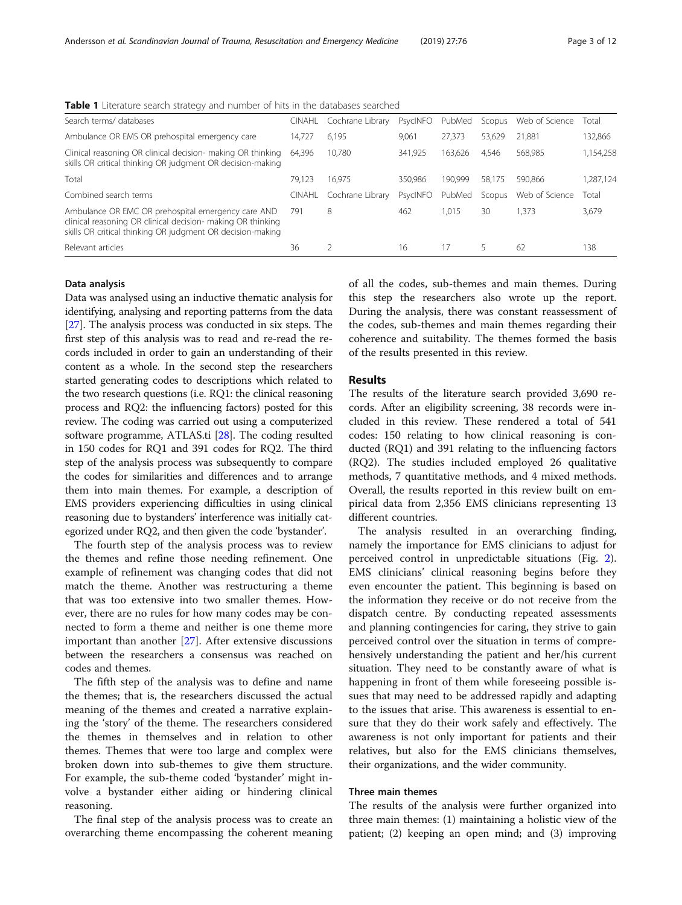**Table 1** Literature search strategy and number of hits in the databases searched

| Search terms/ databases | CINAHL | Cochrane Library | PsycINFO | PubMed | Scopus | Web of Science | Total |
|---|---|---|---|---|---|---|---|
| Ambulance OR EMS OR prehospital emergency care | 14,727 | 6,195 | 9,061 | 27,373 | 53,629 | 21,881 | 132,866 |
| Clinical reasoning OR clinical decision- making OR thinking skills OR critical thinking OR judgment OR decision-making | 64,396 | 10,780 | 341,925 | 163,626 | 4,546 | 568,985 | 1,154,258 |
| Total | 79,123 | 16,975 | 350,986 | 190,999 | 58,175 | 590,866 | 1,287,124 |
| Combined search terms | CINAHL | Cochrane Library | PsycINFO | PubMed | Scopus | Web of Science | Total |
| Ambulance OR EMC OR prehospital emergency care AND clinical reasoning OR clinical decision- making OR thinking skills OR critical thinking OR judgment OR decision-making | 791 | 8 | 462 | 1,015 | 30 | 1,373 | 3,679 |
| Relevant articles | 36 | 2 | 16 | 17 | 5 | 62 | 138 |

### Data analysis

Data was analysed using an inductive thematic analysis for identifying, analysing and reporting patterns from the data [27]. The analysis process was conducted in six steps. The first step of this analysis was to read and re-read the records included in order to gain an understanding of their content as a whole. In the second step the researchers started generating codes to descriptions which related to the two research questions (i.e. RQ1: the clinical reasoning process and RQ2: the influencing factors) posted for this review. The coding was carried out using a computerized software programme, ATLAS.ti [28]. The coding resulted in 150 codes for RQ1 and 391 codes for RQ2. The third step of the analysis process was subsequently to compare the codes for similarities and differences and to arrange them into main themes. For example, a description of EMS providers experiencing difficulties in using clinical reasoning due to bystanders' interference was initially categorized under RQ2, and then given the code 'bystander'.

The fourth step of the analysis process was to review the themes and refine those needing refinement. One example of refinement was changing codes that did not match the theme. Another was restructuring a theme that was too extensive into two smaller themes. However, there are no rules for how many codes may be connected to form a theme and neither is one theme more important than another [27]. After extensive discussions between the researchers a consensus was reached on codes and themes.

The fifth step of the analysis was to define and name the themes; that is, the researchers discussed the actual meaning of the themes and created a narrative explaining the 'story' of the theme. The researchers considered the themes in themselves and in relation to other themes. Themes that were too large and complex were broken down into sub-themes to give them structure. For example, the sub-theme coded 'bystander' might involve a bystander either aiding or hindering clinical reasoning.

The final step of the analysis process was to create an overarching theme encompassing the coherent meaning of all the codes, sub-themes and main themes. During this step the researchers also wrote up the report. During the analysis, there was constant reassessment of the codes, sub-themes and main themes regarding their coherence and suitability. The themes formed the basis of the results presented in this review.

## Results

The results of the literature search provided 3,690 records. After an eligibility screening, 38 records were included in this review. These rendered a total of 541 codes: 150 relating to how clinical reasoning is conducted (RQ1) and 391 relating to the influencing factors (RQ2). The studies included employed 26 qualitative methods, 7 quantitative methods, and 4 mixed methods. Overall, the results reported in this review built on empirical data from 2,356 EMS clinicians representing 13 different countries.

The analysis resulted in an overarching finding, namely the importance for EMS clinicians to adjust for perceived control in unpredictable situations (Fig. 2). EMS clinicians' clinical reasoning begins before they even encounter the patient. This beginning is based on the information they receive or do not receive from the dispatch centre. By conducting repeated assessments and planning contingencies for caring, they strive to gain perceived control over the situation in terms of comprehensively understanding the patient and her/his current situation. They need to be constantly aware of what is happening in front of them while foreseeing possible issues that may need to be addressed rapidly and adapting to the issues that arise. This awareness is essential to ensure that they do their work safely and effectively. The awareness is not only important for patients and their relatives, but also for the EMS clinicians themselves, their organizations, and the wider community.

### Three main themes

The results of the analysis were further organized into three main themes: (1) maintaining a holistic view of the patient; (2) keeping an open mind; and (3) improving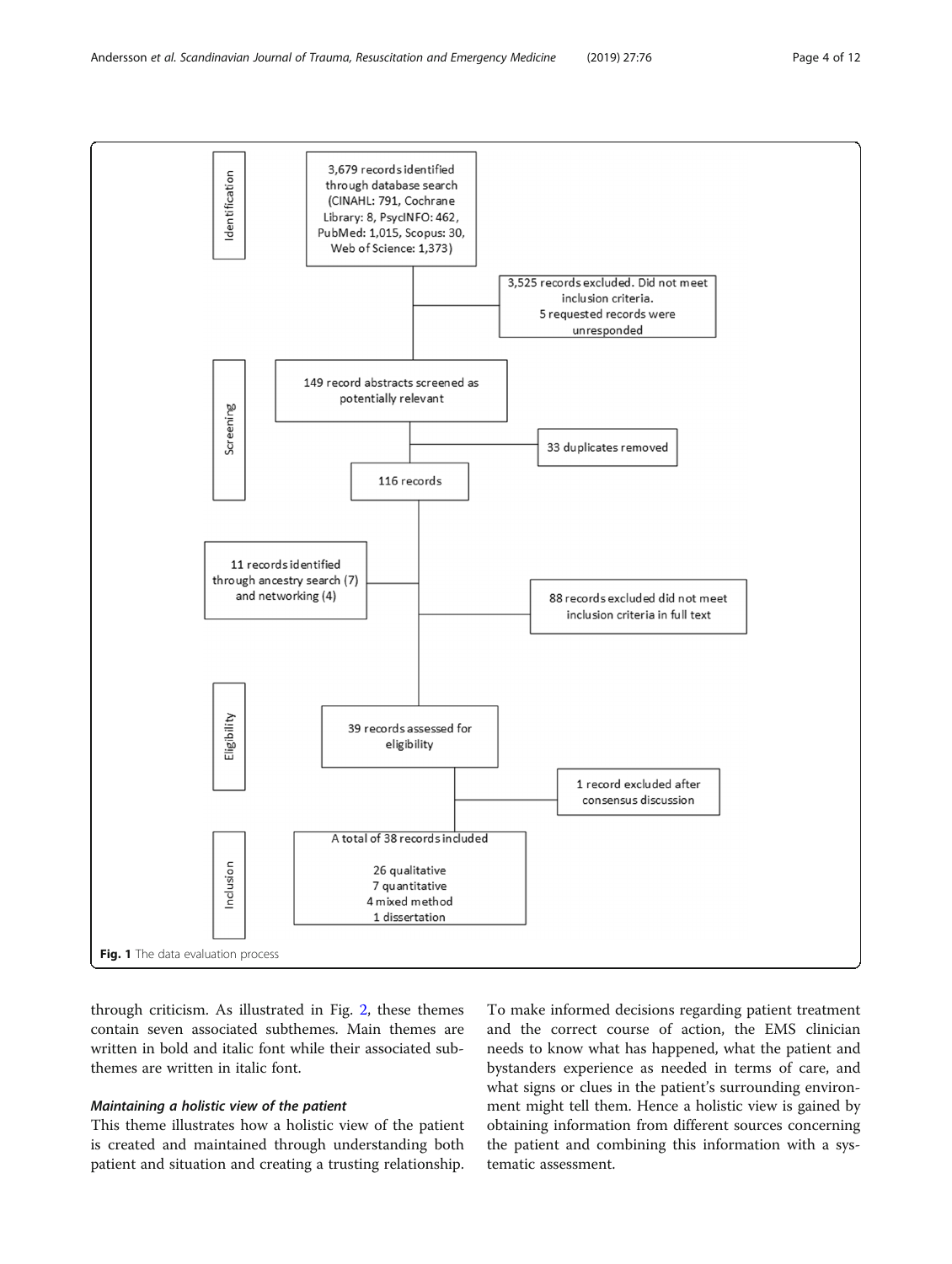Identification

3,679 records identified through database search (CINAHL: 791, Cochrane Library: 8, PsycINFO: 462, PubMed: 1,015, Scopus: 30, Web of Science: 1,373)

3,525 records excluded. Did not meet inclusion criteria.
5 requested records were unresponded

Screening

149 record abstracts screened as potentially relevant

33 duplicates removed

116 records

11 records identified through ancestry search (7) and networking (4)

88 records excluded did not meet inclusion criteria in full text

Eligibility

39 records assessed for eligibility

1 record excluded after consensus discussion

Inclusion

A total of 38 records included

26 qualitative
7 quantitative
4 mixed method
1 dissertation

**Fig. 1** The data evaluation process

through criticism. As illustrated in Fig. 2, these themes contain seven associated subthemes. Main themes are written in bold and italic font while their associated subthemes are written in italic font.

#### ***Maintaining a holistic view of the patient***

This theme illustrates how a holistic view of the patient is created and maintained through understanding both patient and situation and creating a trusting relationship. To make informed decisions regarding patient treatment and the correct course of action, the EMS clinician needs to know what has happened, what the patient and bystanders experience as needed in terms of care, and what signs or clues in the patient's surrounding environment might tell them. Hence a holistic view is gained by obtaining information from different sources concerning the patient and combining this information with a systematic assessment.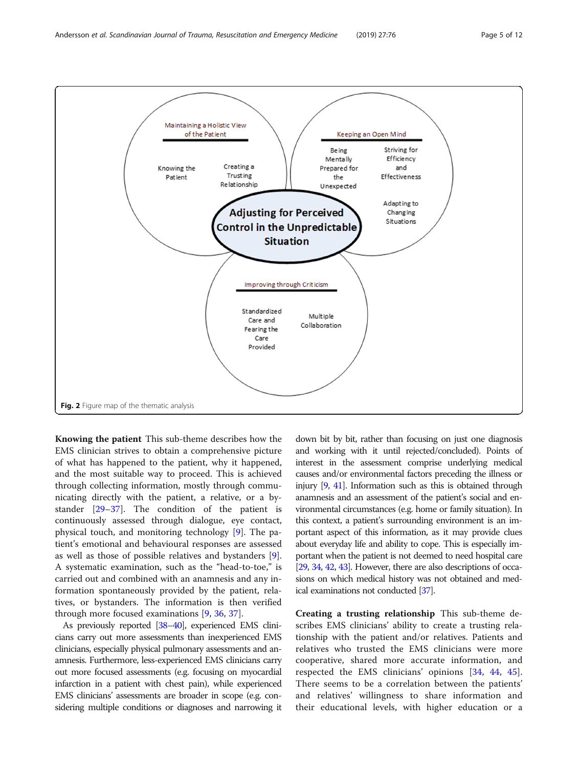Fig. 2 Figure map of the thematic analysis

**Knowing the patient** This sub-theme describes how the EMS clinician strives to obtain a comprehensive picture of what has happened to the patient, why it happened, and the most suitable way to proceed. This is achieved through collecting information, mostly through communicating directly with the patient, a relative, or a bystander [29–37]. The condition of the patient is continuously assessed through dialogue, eye contact, physical touch, and monitoring technology [9]. The patient's emotional and behavioural responses are assessed as well as those of possible relatives and bystanders [9]. A systematic examination, such as the "head-to-toe," is carried out and combined with an anamnesis and any information spontaneously provided by the patient, relatives, or bystanders. The information is then verified through more focused examinations [9, 36, 37].

As previously reported [38–40], experienced EMS clinicians carry out more assessments than inexperienced EMS clinicians, especially physical pulmonary assessments and anamnesis. Furthermore, less-experienced EMS clinicians carry out more focused assessments (e.g. focusing on myocardial infarction in a patient with chest pain), while experienced EMS clinicians' assessments are broader in scope (e.g. considering multiple conditions or diagnoses and narrowing it down bit by bit, rather than focusing on just one diagnosis and working with it until rejected/concluded). Points of interest in the assessment comprise underlying medical causes and/or environmental factors preceding the illness or injury [9, 41]. Information such as this is obtained through anamnesis and an assessment of the patient's social and environmental circumstances (e.g. home or family situation). In this context, a patient's surrounding environment is an important aspect of this information, as it may provide clues about everyday life and ability to cope. This is especially important when the patient is not deemed to need hospital care [29, 34, 42, 43]. However, there are also descriptions of occasions on which medical history was not obtained and medical examinations not conducted [37].

**Creating a trusting relationship** This sub-theme describes EMS clinicians' ability to create a trusting relationship with the patient and/or relatives. Patients and relatives who trusted the EMS clinicians were more cooperative, shared more accurate information, and respected the EMS clinicians' opinions [34, 44, 45]. There seems to be a correlation between the patients' and relatives' willingness to share information and their educational levels, with higher education or a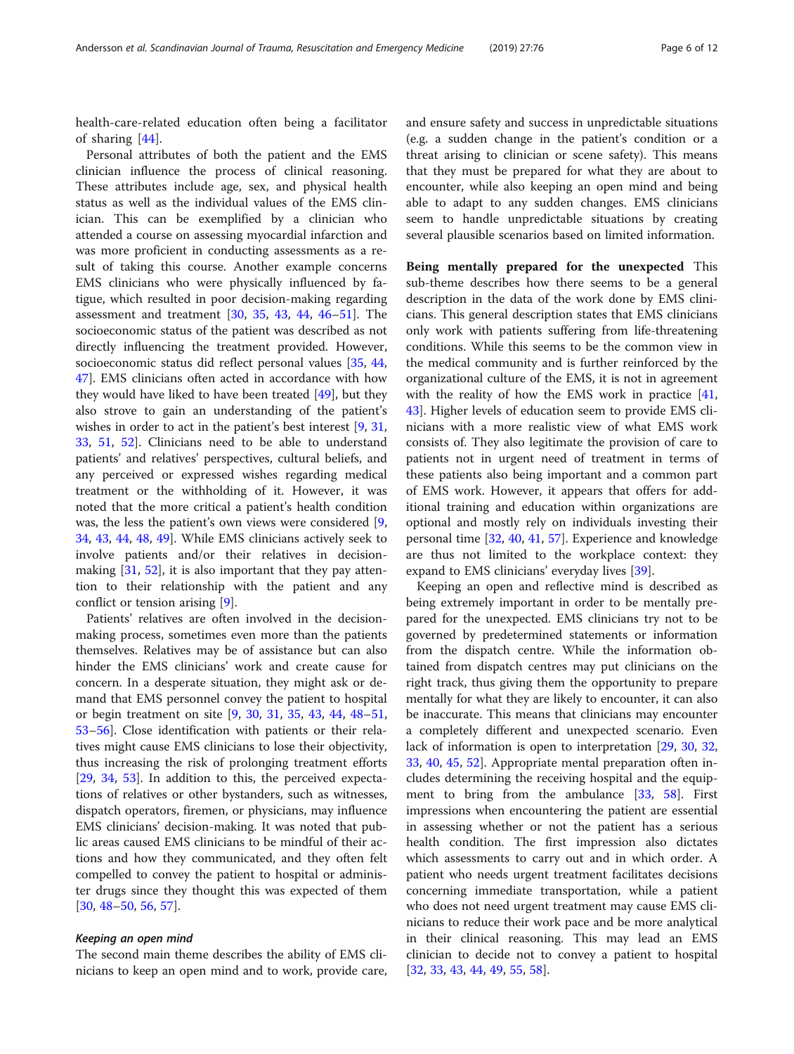health-care-related education often being a facilitator of sharing [44].

Personal attributes of both the patient and the EMS clinician influence the process of clinical reasoning. These attributes include age, sex, and physical health status as well as the individual values of the EMS clinician. This can be exemplified by a clinician who attended a course on assessing myocardial infarction and was more proficient in conducting assessments as a result of taking this course. Another example concerns EMS clinicians who were physically influenced by fatigue, which resulted in poor decision-making regarding assessment and treatment [30, 35, 43, 44, 46–51]. The socioeconomic status of the patient was described as not directly influencing the treatment provided. However, socioeconomic status did reflect personal values [35, 44, 47]. EMS clinicians often acted in accordance with how they would have liked to have been treated [49], but they also strove to gain an understanding of the patient's wishes in order to act in the patient's best interest [9, 31, 33, 51, 52]. Clinicians need to be able to understand patients' and relatives' perspectives, cultural beliefs, and any perceived or expressed wishes regarding medical treatment or the withholding of it. However, it was noted that the more critical a patient's health condition was, the less the patient's own views were considered [9, 34, 43, 44, 48, 49]. While EMS clinicians actively seek to involve patients and/or their relatives in decision-making [31, 52], it is also important that they pay attention to their relationship with the patient and any conflict or tension arising [9].

Patients' relatives are often involved in the decision-making process, sometimes even more than the patients themselves. Relatives may be of assistance but can also hinder the EMS clinicians' work and create cause for concern. In a desperate situation, they might ask or demand that EMS personnel convey the patient to hospital or begin treatment on site [9, 30, 31, 35, 43, 44, 48–51, 53–56]. Close identification with patients or their relatives might cause EMS clinicians to lose their objectivity, thus increasing the risk of prolonging treatment efforts [29, 34, 53]. In addition to this, the perceived expectations of relatives or other bystanders, such as witnesses, dispatch operators, firemen, or physicians, may influence EMS clinicians' decision-making. It was noted that public areas caused EMS clinicians to be mindful of their actions and how they communicated, and they often felt compelled to convey the patient to hospital or administer drugs since they thought this was expected of them [30, 48–50, 56, 57].

### *Keeping an open mind*

The second main theme describes the ability of EMS clinicians to keep an open mind and to work, provide care, and ensure safety and success in unpredictable situations (e.g. a sudden change in the patient's condition or a threat arising to clinician or scene safety). This means that they must be prepared for what they are about to encounter, while also keeping an open mind and being able to adapt to any sudden changes. EMS clinicians seem to handle unpredictable situations by creating several plausible scenarios based on limited information.

**Being mentally prepared for the unexpected** This sub-theme describes how there seems to be a general description in the data of the work done by EMS clinicians. This general description states that EMS clinicians only work with patients suffering from life-threatening conditions. While this seems to be the common view in the medical community and is further reinforced by the organizational culture of the EMS, it is not in agreement with the reality of how the EMS work in practice [41, 43]. Higher levels of education seem to provide EMS clinicians with a more realistic view of what EMS work consists of. They also legitimate the provision of care to patients not in urgent need of treatment in terms of these patients also being important and a common part of EMS work. However, it appears that offers for additional training and education within organizations are optional and mostly rely on individuals investing their personal time [32, 40, 41, 57]. Experience and knowledge are thus not limited to the workplace context: they expand to EMS clinicians' everyday lives [39].

Keeping an open and reflective mind is described as being extremely important in order to be mentally prepared for the unexpected. EMS clinicians try not to be governed by predetermined statements or information from the dispatch centre. While the information obtained from dispatch centres may put clinicians on the right track, thus giving them the opportunity to prepare mentally for what they are likely to encounter, it can also be inaccurate. This means that clinicians may encounter a completely different and unexpected scenario. Even lack of information is open to interpretation [29, 30, 32, 33, 40, 45, 52]. Appropriate mental preparation often includes determining the receiving hospital and the equipment to bring from the ambulance [33, 58]. First impressions when encountering the patient are essential in assessing whether or not the patient has a serious health condition. The first impression also dictates which assessments to carry out and in which order. A patient who needs urgent treatment facilitates decisions concerning immediate transportation, while a patient who does not need urgent treatment may cause EMS clinicians to reduce their work pace and be more analytical in their clinical reasoning. This may lead an EMS clinician to decide not to convey a patient to hospital [32, 33, 43, 44, 49, 55, 58].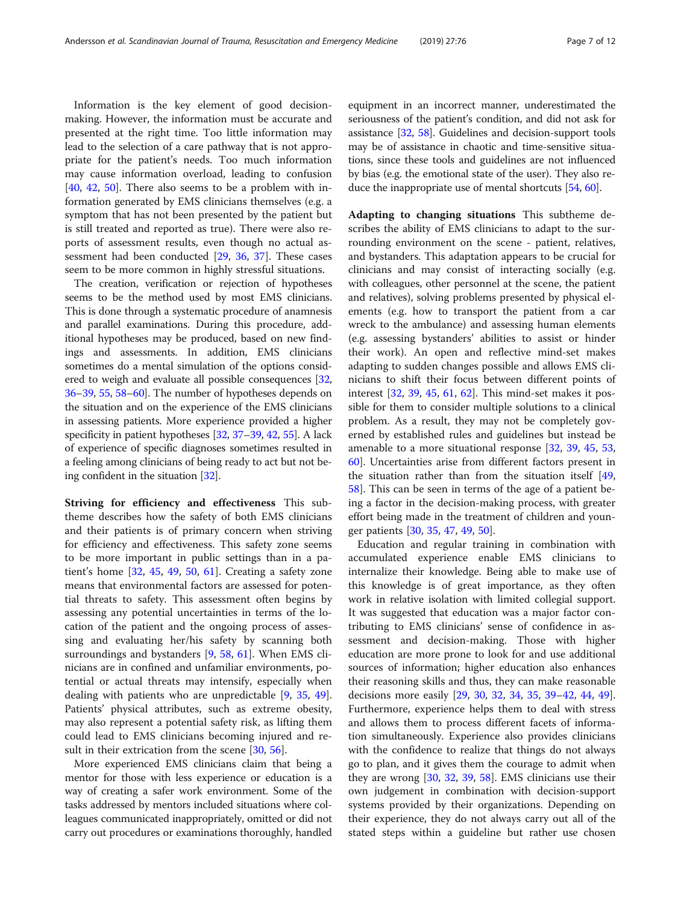Information is the key element of good decision-making. However, the information must be accurate and presented at the right time. Too little information may lead to the selection of a care pathway that is not appropriate for the patient's needs. Too much information may cause information overload, leading to confusion [40, 42, 50]. There also seems to be a problem with information generated by EMS clinicians themselves (e.g. a symptom that has not been presented by the patient but is still treated and reported as true). There were also reports of assessment results, even though no actual assessment had been conducted [29, 36, 37]. These cases seem to be more common in highly stressful situations.

The creation, verification or rejection of hypotheses seems to be the method used by most EMS clinicians. This is done through a systematic procedure of anamnesis and parallel examinations. During this procedure, additional hypotheses may be produced, based on new findings and assessments. In addition, EMS clinicians sometimes do a mental simulation of the options considered to weigh and evaluate all possible consequences [32, 36–39, 55, 58–60]. The number of hypotheses depends on the situation and on the experience of the EMS clinicians in assessing patients. More experience provided a higher specificity in patient hypotheses [32, 37–39, 42, 55]. A lack of experience of specific diagnoses sometimes resulted in a feeling among clinicians of being ready to act but not being confident in the situation [32].

**Striving for efficiency and effectiveness** This subtheme describes how the safety of both EMS clinicians and their patients is of primary concern when striving for efficiency and effectiveness. This safety zone seems to be more important in public settings than in a patient's home [32, 45, 49, 50, 61]. Creating a safety zone means that environmental factors are assessed for potential threats to safety. This assessment often begins by assessing any potential uncertainties in terms of the location of the patient and the ongoing process of assessing and evaluating her/his safety by scanning both surroundings and bystanders [9, 58, 61]. When EMS clinicians are in confined and unfamiliar environments, potential or actual threats may intensify, especially when dealing with patients who are unpredictable [9, 35, 49]. Patients' physical attributes, such as extreme obesity, may also represent a potential safety risk, as lifting them could lead to EMS clinicians becoming injured and result in their extrication from the scene [30, 56].

More experienced EMS clinicians claim that being a mentor for those with less experience or education is a way of creating a safer work environment. Some of the tasks addressed by mentors included situations where colleagues communicated inappropriately, omitted or did not carry out procedures or examinations thoroughly, handled equipment in an incorrect manner, underestimated the seriousness of the patient's condition, and did not ask for assistance [32, 58]. Guidelines and decision-support tools may be of assistance in chaotic and time-sensitive situations, since these tools and guidelines are not influenced by bias (e.g. the emotional state of the user). They also reduce the inappropriate use of mental shortcuts [54, 60].

**Adapting to changing situations** This subtheme describes the ability of EMS clinicians to adapt to the surrounding environment on the scene - patient, relatives, and bystanders. This adaptation appears to be crucial for clinicians and may consist of interacting socially (e.g. with colleagues, other personnel at the scene, the patient and relatives), solving problems presented by physical elements (e.g. how to transport the patient from a car wreck to the ambulance) and assessing human elements (e.g. assessing bystanders' abilities to assist or hinder their work). An open and reflective mind-set makes adapting to sudden changes possible and allows EMS clinicians to shift their focus between different points of interest [32, 39, 45, 61, 62]. This mind-set makes it possible for them to consider multiple solutions to a clinical problem. As a result, they may not be completely governed by established rules and guidelines but instead be amenable to a more situational response [32, 39, 45, 53, 60]. Uncertainties arise from different factors present in the situation rather than from the situation itself [49, 58]. This can be seen in terms of the age of a patient being a factor in the decision-making process, with greater effort being made in the treatment of children and younger patients [30, 35, 47, 49, 50].

Education and regular training in combination with accumulated experience enable EMS clinicians to internalize their knowledge. Being able to make use of this knowledge is of great importance, as they often work in relative isolation with limited collegial support. It was suggested that education was a major factor contributing to EMS clinicians' sense of confidence in assessment and decision-making. Those with higher education are more prone to look for and use additional sources of information; higher education also enhances their reasoning skills and thus, they can make reasonable decisions more easily [29, 30, 32, 34, 35, 39–42, 44, 49]. Furthermore, experience helps them to deal with stress and allows them to process different facets of information simultaneously. Experience also provides clinicians with the confidence to realize that things do not always go to plan, and it gives them the courage to admit when they are wrong [30, 32, 39, 58]. EMS clinicians use their own judgement in combination with decision-support systems provided by their organizations. Depending on their experience, they do not always carry out all of the stated steps within a guideline but rather use chosen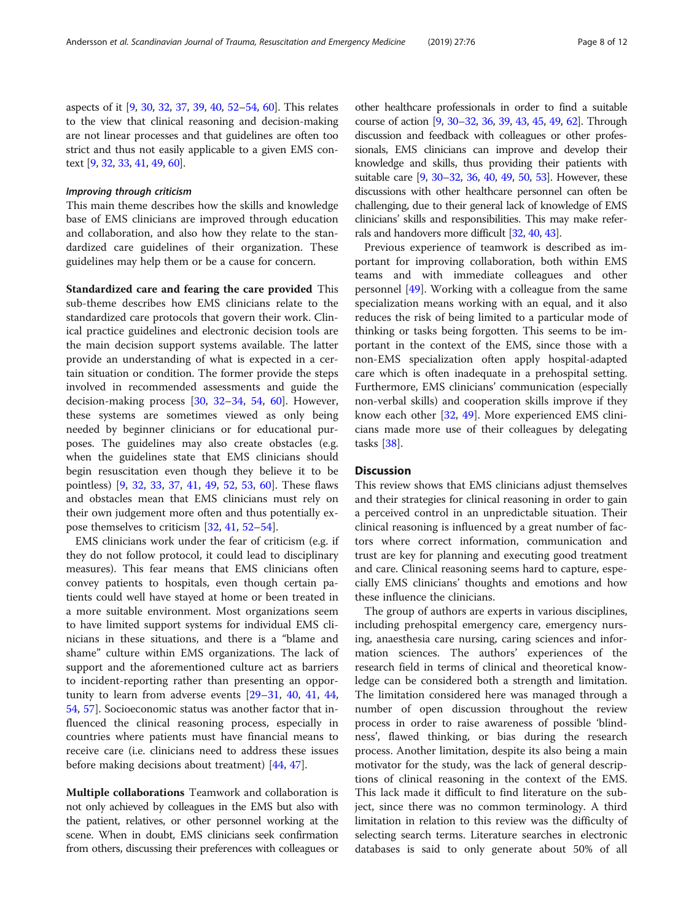aspects of it [9, 30, 32, 37, 39, 40, 52–54, 60]. This relates to the view that clinical reasoning and decision-making are not linear processes and that guidelines are often too strict and thus not easily applicable to a given EMS context [9, 32, 33, 41, 49, 60].

#### *Improving through criticism*

This main theme describes how the skills and knowledge base of EMS clinicians are improved through education and collaboration, and also how they relate to the standardized care guidelines of their organization. These guidelines may help them or be a cause for concern.

**Standardized care and fearing the care provided** This sub-theme describes how EMS clinicians relate to the standardized care protocols that govern their work. Clinical practice guidelines and electronic decision tools are the main decision support systems available. The latter provide an understanding of what is expected in a certain situation or condition. The former provide the steps involved in recommended assessments and guide the decision-making process [30, 32–34, 54, 60]. However, these systems are sometimes viewed as only being needed by beginner clinicians or for educational purposes. The guidelines may also create obstacles (e.g. when the guidelines state that EMS clinicians should begin resuscitation even though they believe it to be pointless) [9, 32, 33, 37, 41, 49, 52, 53, 60]. These flaws and obstacles mean that EMS clinicians must rely on their own judgement more often and thus potentially expose themselves to criticism [32, 41, 52–54].

EMS clinicians work under the fear of criticism (e.g. if they do not follow protocol, it could lead to disciplinary measures). This fear means that EMS clinicians often convey patients to hospitals, even though certain patients could well have stayed at home or been treated in a more suitable environment. Most organizations seem to have limited support systems for individual EMS clinicians in these situations, and there is a "blame and shame" culture within EMS organizations. The lack of support and the aforementioned culture act as barriers to incident-reporting rather than presenting an opportunity to learn from adverse events [29–31, 40, 41, 44, 54, 57]. Socioeconomic status was another factor that influenced the clinical reasoning process, especially in countries where patients must have financial means to receive care (i.e. clinicians need to address these issues before making decisions about treatment) [44, 47].

**Multiple collaborations** Teamwork and collaboration is not only achieved by colleagues in the EMS but also with the patient, relatives, or other personnel working at the scene. When in doubt, EMS clinicians seek confirmation from others, discussing their preferences with colleagues or other healthcare professionals in order to find a suitable course of action [9, 30–32, 36, 39, 43, 45, 49, 62]. Through discussion and feedback with colleagues or other professionals, EMS clinicians can improve and develop their knowledge and skills, thus providing their patients with suitable care [9, 30–32, 36, 40, 49, 50, 53]. However, these discussions with other healthcare personnel can often be challenging, due to their general lack of knowledge of EMS clinicians' skills and responsibilities. This may make referrals and handovers more difficult [32, 40, 43].

Previous experience of teamwork is described as important for improving collaboration, both within EMS teams and with immediate colleagues and other personnel [49]. Working with a colleague from the same specialization means working with an equal, and it also reduces the risk of being limited to a particular mode of thinking or tasks being forgotten. This seems to be important in the context of the EMS, since those with a non-EMS specialization often apply hospital-adapted care which is often inadequate in a prehospital setting. Furthermore, EMS clinicians' communication (especially non-verbal skills) and cooperation skills improve if they know each other [32, 49]. More experienced EMS clinicians made more use of their colleagues by delegating tasks [38].

## Discussion

This review shows that EMS clinicians adjust themselves and their strategies for clinical reasoning in order to gain a perceived control in an unpredictable situation. Their clinical reasoning is influenced by a great number of factors where correct information, communication and trust are key for planning and executing good treatment and care. Clinical reasoning seems hard to capture, especially EMS clinicians' thoughts and emotions and how these influence the clinicians.

The group of authors are experts in various disciplines, including prehospital emergency care, emergency nursing, anaesthesia care nursing, caring sciences and information sciences. The authors' experiences of the research field in terms of clinical and theoretical knowledge can be considered both a strength and limitation. The limitation considered here was managed through a number of open discussion throughout the review process in order to raise awareness of possible 'blindness', flawed thinking, or bias during the research process. Another limitation, despite its also being a main motivator for the study, was the lack of general descriptions of clinical reasoning in the context of the EMS. This lack made it difficult to find literature on the subject, since there was no common terminology. A third limitation in relation to this review was the difficulty of selecting search terms. Literature searches in electronic databases is said to only generate about 50% of all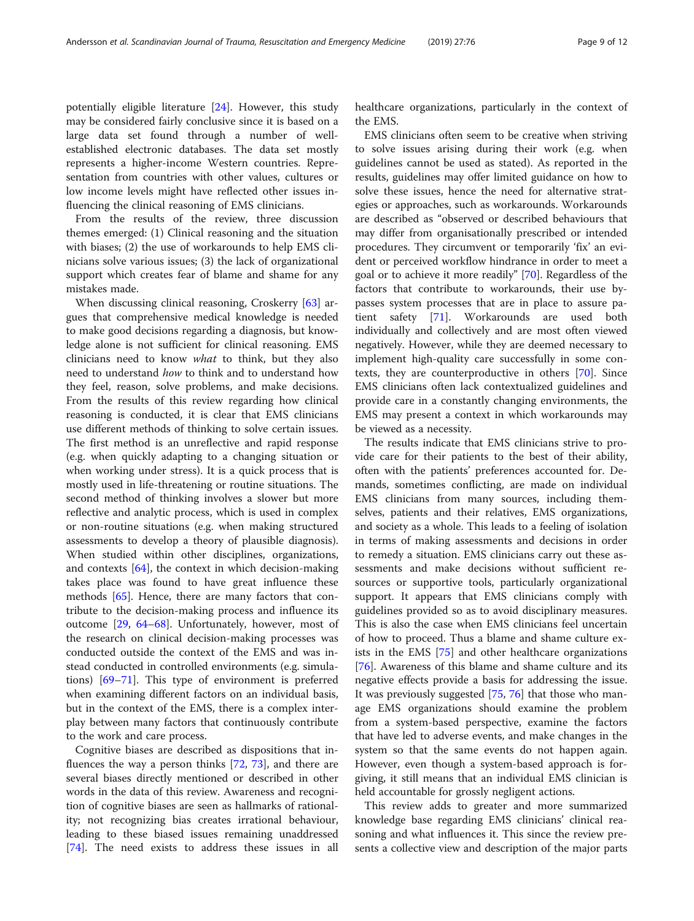potentially eligible literature [24]. However, this study may be considered fairly conclusive since it is based on a large data set found through a number of well-established electronic databases. The data set mostly represents a higher-income Western countries. Representation from countries with other values, cultures or low income levels might have reflected other issues influencing the clinical reasoning of EMS clinicians.

From the results of the review, three discussion themes emerged: (1) Clinical reasoning and the situation with biases; (2) the use of workarounds to help EMS clinicians solve various issues; (3) the lack of organizational support which creates fear of blame and shame for any mistakes made.

When discussing clinical reasoning, Croskerry [63] argues that comprehensive medical knowledge is needed to make good decisions regarding a diagnosis, but knowledge alone is not sufficient for clinical reasoning. EMS clinicians need to know *what* to think, but they also need to understand *how* to think and to understand how they feel, reason, solve problems, and make decisions. From the results of this review regarding how clinical reasoning is conducted, it is clear that EMS clinicians use different methods of thinking to solve certain issues. The first method is an unreflective and rapid response (e.g. when quickly adapting to a changing situation or when working under stress). It is a quick process that is mostly used in life-threatening or routine situations. The second method of thinking involves a slower but more reflective and analytic process, which is used in complex or non-routine situations (e.g. when making structured assessments to develop a theory of plausible diagnosis). When studied within other disciplines, organizations, and contexts [64], the context in which decision-making takes place was found to have great influence these methods [65]. Hence, there are many factors that contribute to the decision-making process and influence its outcome [29, 64–68]. Unfortunately, however, most of the research on clinical decision-making processes was conducted outside the context of the EMS and was instead conducted in controlled environments (e.g. simulations) [69–71]. This type of environment is preferred when examining different factors on an individual basis, but in the context of the EMS, there is a complex interplay between many factors that continuously contribute to the work and care process.

Cognitive biases are described as dispositions that influences the way a person thinks [72, 73], and there are several biases directly mentioned or described in other words in the data of this review. Awareness and recognition of cognitive biases are seen as hallmarks of rationality; not recognizing bias creates irrational behaviour, leading to these biased issues remaining unaddressed [74]. The need exists to address these issues in all healthcare organizations, particularly in the context of the EMS.

EMS clinicians often seem to be creative when striving to solve issues arising during their work (e.g. when guidelines cannot be used as stated). As reported in the results, guidelines may offer limited guidance on how to solve these issues, hence the need for alternative strategies or approaches, such as workarounds. Workarounds are described as "observed or described behaviours that may differ from organisationally prescribed or intended procedures. They circumvent or temporarily 'fix' an evident or perceived workflow hindrance in order to meet a goal or to achieve it more readily" [70]. Regardless of the factors that contribute to workarounds, their use bypasses system processes that are in place to assure patient safety [71]. Workarounds are used both individually and collectively and are most often viewed negatively. However, while they are deemed necessary to implement high-quality care successfully in some contexts, they are counterproductive in others [70]. Since EMS clinicians often lack contextualized guidelines and provide care in a constantly changing environments, the EMS may present a context in which workarounds may be viewed as a necessity.

The results indicate that EMS clinicians strive to provide care for their patients to the best of their ability, often with the patients' preferences accounted for. Demands, sometimes conflicting, are made on individual EMS clinicians from many sources, including themselves, patients and their relatives, EMS organizations, and society as a whole. This leads to a feeling of isolation in terms of making assessments and decisions in order to remedy a situation. EMS clinicians carry out these assessments and make decisions without sufficient resources or supportive tools, particularly organizational support. It appears that EMS clinicians comply with guidelines provided so as to avoid disciplinary measures. This is also the case when EMS clinicians feel uncertain of how to proceed. Thus a blame and shame culture exists in the EMS [75] and other healthcare organizations [76]. Awareness of this blame and shame culture and its negative effects provide a basis for addressing the issue. It was previously suggested [75, 76] that those who manage EMS organizations should examine the problem from a system-based perspective, examine the factors that have led to adverse events, and make changes in the system so that the same events do not happen again. However, even though a system-based approach is forgiving, it still means that an individual EMS clinician is held accountable for grossly negligent actions.

This review adds to greater and more summarized knowledge base regarding EMS clinicians' clinical reasoning and what influences it. This since the review presents a collective view and description of the major parts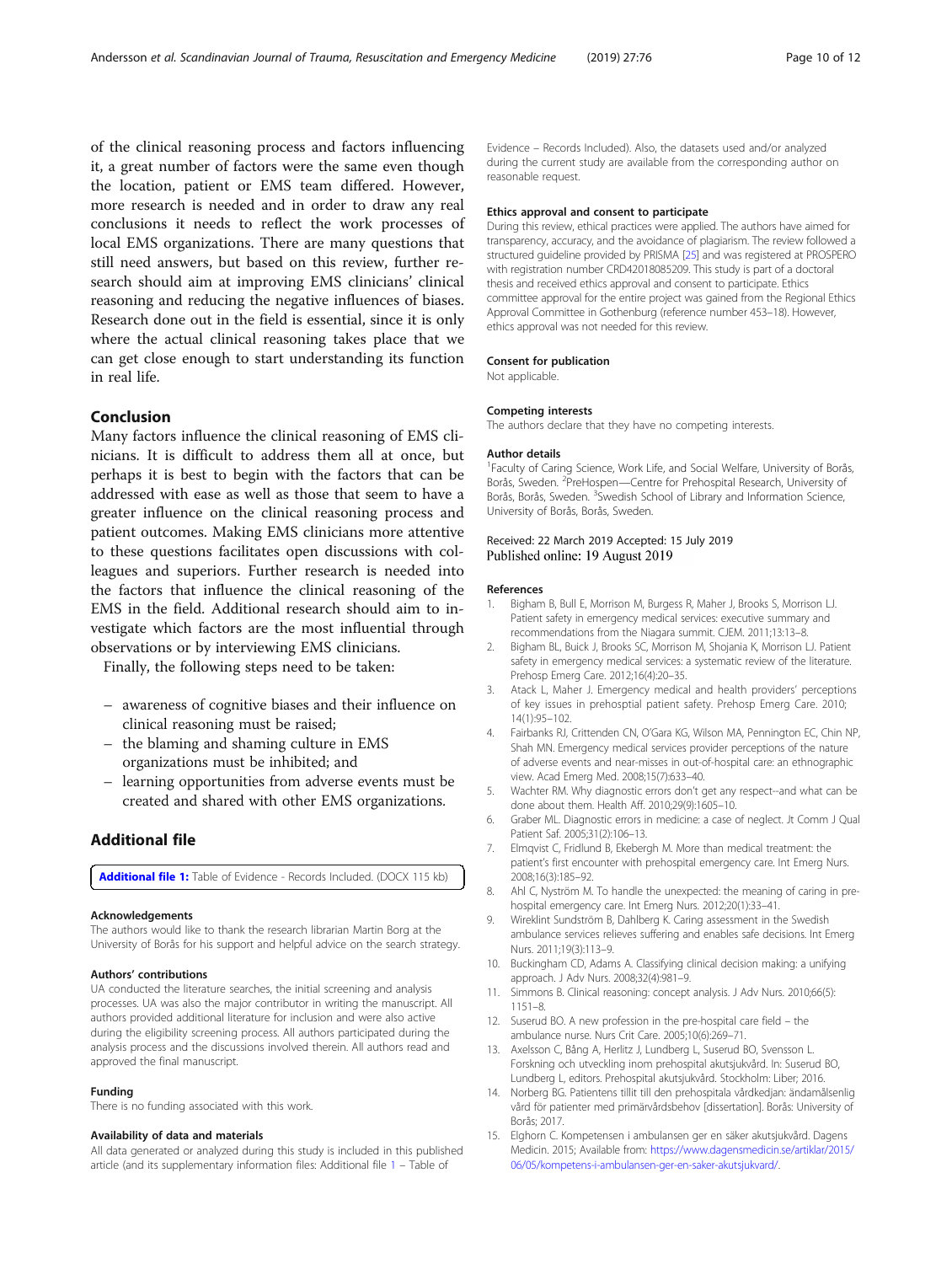of the clinical reasoning process and factors influencing it, a great number of factors were the same even though the location, patient or EMS team differed. However, more research is needed and in order to draw any real conclusions it needs to reflect the work processes of local EMS organizations. There are many questions that still need answers, but based on this review, further research should aim at improving EMS clinicians' clinical reasoning and reducing the negative influences of biases. Research done out in the field is essential, since it is only where the actual clinical reasoning takes place that we can get close enough to start understanding its function in real life.

## Conclusion

Many factors influence the clinical reasoning of EMS clinicians. It is difficult to address them all at once, but perhaps it is best to begin with the factors that can be addressed with ease as well as those that seem to have a greater influence on the clinical reasoning process and patient outcomes. Making EMS clinicians more attentive to these questions facilitates open discussions with colleagues and superiors. Further research is needed into the factors that influence the clinical reasoning of the EMS in the field. Additional research should aim to investigate which factors are the most influential through observations or by interviewing EMS clinicians.

Finally, the following steps need to be taken:

- awareness of cognitive biases and their influence on clinical reasoning must be raised;
- the blaming and shaming culture in EMS organizations must be inhibited; and
- learning opportunities from adverse events must be created and shared with other EMS organizations.

## Additional file

**Additional file 1:** Table of Evidence - Records Included. (DOCX 115 kb)

#### Acknowledgements

The authors would like to thank the research librarian Martin Borg at the University of Borås for his support and helpful advice on the search strategy.

#### Authors' contributions

UA conducted the literature searches, the initial screening and analysis processes. UA was also the major contributor in writing the manuscript. All authors provided additional literature for inclusion and were also active during the eligibility screening process. All authors participated during the analysis process and the discussions involved therein. All authors read and approved the final manuscript.

#### Funding

There is no funding associated with this work.

#### Availability of data and materials

All data generated or analyzed during this study is included in this published article (and its supplementary information files: Additional file 1 – Table of Evidence – Records Included). Also, the datasets used and/or analyzed during the current study are available from the corresponding author on reasonable request.

#### Ethics approval and consent to participate

During this review, ethical practices were applied. The authors have aimed for transparency, accuracy, and the avoidance of plagiarism. The review followed a structured guideline provided by PRISMA [25] and was registered at PROSPERO with registration number CRD42018085209. This study is part of a doctoral thesis and received ethics approval and consent to participate. Ethics committee approval for the entire project was gained from the Regional Ethics Approval Committee in Gothenburg (reference number 453–18). However, ethics approval was not needed for this review.

#### Consent for publication

Not applicable.

#### Competing interests

The authors declare that they have no competing interests.

#### Author details

[1]Faculty of Caring Science, Work Life, and Social Welfare, University of Borås, Borås, Sweden. [2]PreHospen—Centre for Prehospital Research, University of Borås, Borås, Sweden. [3]Swedish School of Library and Information Science, University of Borås, Borås, Sweden.

Received: 22 March 2019 Accepted: 15 July 2019
Published online: 19 August 2019

#### References

1. Bigham B, Bull E, Morrison M, Burgess R, Maher J, Brooks S, Morrison LJ. Patient safety in emergency medical services: executive summary and recommendations from the Niagara summit. CJEM. 2011;13:13–8.
2. Bigham BL, Buick J, Brooks SC, Morrison M, Shojania K, Morrison LJ. Patient safety in emergency medical services: a systematic review of the literature. Prehosp Emerg Care. 2012;16(4):20–35.
3. Atack L, Maher J. Emergency medical and health providers' perceptions of key issues in prehosptial patient safety. Prehosp Emerg Care. 2010; 14(1):95–102.
4. Fairbanks RJ, Crittenden CN, O'Gara KG, Wilson MA, Pennington EC, Chin NP, Shah MN. Emergency medical services provider perceptions of the nature of adverse events and near-misses in out-of-hospital care: an ethnographic view. Acad Emerg Med. 2008;15(7):633–40.
5. Wachter RM. Why diagnostic errors don't get any respect--and what can be done about them. Health Aff. 2010;29(9):1605–10.
6. Graber ML. Diagnostic errors in medicine: a case of neglect. Jt Comm J Qual Patient Saf. 2005;31(2):106–13.
7. Elmqvist C, Fridlund B, Ekebergh M. More than medical treatment: the patient's first encounter with prehospital emergency care. Int Emerg Nurs. 2008;16(3):185–92.
8. Ahl C, Nyström M. To handle the unexpected: the meaning of caring in pre-hospital emergency care. Int Emerg Nurs. 2012;20(1):33–41.
9. Wireklint Sundström B, Dahlberg K. Caring assessment in the Swedish ambulance services relieves suffering and enables safe decisions. Int Emerg Nurs. 2011;19(3):113–9.
10. Buckingham CD, Adams A. Classifying clinical decision making: a unifying approach. J Adv Nurs. 2008;32(4):981–9.
11. Simmons B. Clinical reasoning: concept analysis. J Adv Nurs. 2010;66(5): 1151–8.
12. Suserud BO. A new profession in the pre-hospital care field – the ambulance nurse. Nurs Crit Care. 2005;10(6):269–71.
13. Axelsson C, Bång A, Herlitz J, Lundberg L, Suserud BO, Svensson L. Forskning och utveckling inom prehospital akutsjukvård. In: Suserud BO, Lundberg L, editors. Prehospital akutsjukvård. Stockholm: Liber; 2016.
14. Norberg BG. Patientens tillit till den prehospitala vårdkedjan: ändamålsenlig vård för patienter med primärvårdsbehov [dissertation]. Borås: University of Borås; 2017.
15. Elghorn C. Kompetensen i ambulansen ger en säker akutsjukvård. Dagens Medicin. 2015; Available from: https://www.dagensmedicin.se/artiklar/2015/06/05/kompetens-i-ambulansen-ger-en-saker-akutsjukvard/.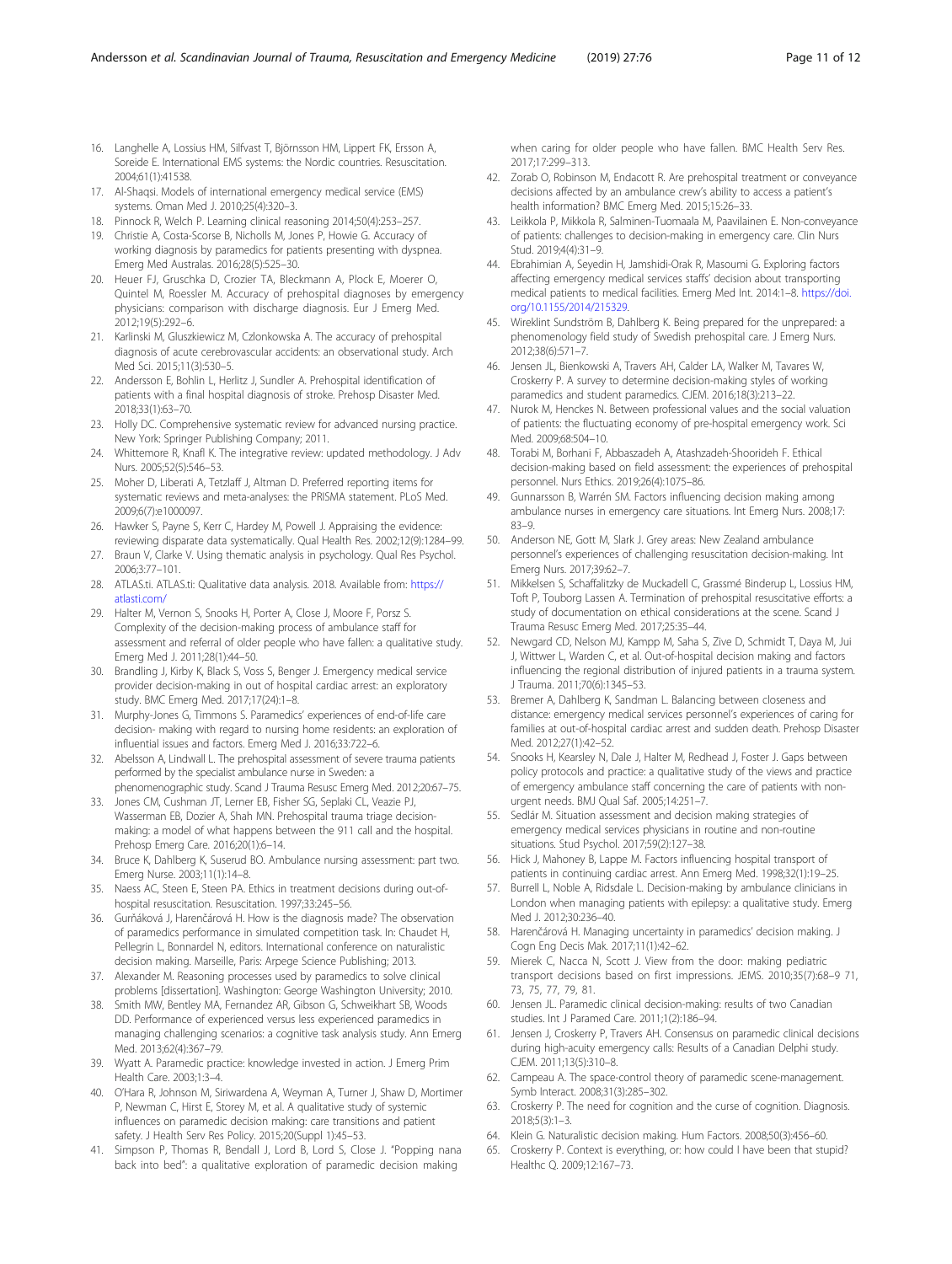16. Langhelle A, Lossius HM, Silfvast T, Björnsson HM, Lippert FK, Ersson A, Soreide E. International EMS systems: the Nordic countries. Resuscitation. 2004;61(1):41538.
17. Al-Shaqsi. Models of international emergency medical service (EMS) systems. Oman Med J. 2010;25(4):320–3.
18. Pinnock R, Welch P. Learning clinical reasoning 2014;50(4):253–257.
19. Christie A, Costa-Scorse B, Nicholls M, Jones P, Howie G. Accuracy of working diagnosis by paramedics for patients presenting with dyspnea. Emerg Med Australas. 2016;28(5):525–30.
20. Heuer FJ, Gruschka D, Crozier TA, Bleckmann A, Plock E, Moerer O, Quintel M, Roessler M. Accuracy of prehospital diagnoses by emergency physicians: comparison with discharge diagnosis. Eur J Emerg Med. 2012;19(5):292–6.
21. Karlinski M, Gluszkiewicz M, Czlonkowska A. The accuracy of prehospital diagnosis of acute cerebrovascular accidents: an observational study. Arch Med Sci. 2015;11(3):530–5.
22. Andersson E, Bohlin L, Herlitz J, Sundler A. Prehospital identification of patients with a final hospital diagnosis of stroke. Prehosp Disaster Med. 2018;33(1):63–70.
23. Holly DC. Comprehensive systematic review for advanced nursing practice. New York: Springer Publishing Company; 2011.
24. Whittemore R, Knafl K. The integrative review: updated methodology. J Adv Nurs. 2005;52(5):546–53.
25. Moher D, Liberati A, Tetzlaff J, Altman D. Preferred reporting items for systematic reviews and meta-analyses: the PRISMA statement. PLoS Med. 2009;6(7):e1000097.
26. Hawker S, Payne S, Kerr C, Hardey M, Powell J. Appraising the evidence: reviewing disparate data systematically. Qual Health Res. 2002;12(9):1284–99.
27. Braun V, Clarke V. Using thematic analysis in psychology. Qual Res Psychol. 2006;3:77–101.
28. ATLAS.ti. ATLAS.ti: Qualitative data analysis. 2018. Available from: https://atlasti.com/
29. Halter M, Vernon S, Snooks H, Porter A, Close J, Moore F, Porsz S. Complexity of the decision-making process of ambulance staff for assessment and referral of older people who have fallen: a qualitative study. Emerg Med J. 2011;28(1):44–50.
30. Brandling J, Kirby K, Black S, Voss S, Benger J. Emergency medical service provider decision-making in out of hospital cardiac arrest: an exploratory study. BMC Emerg Med. 2017;17(24):1–8.
31. Murphy-Jones G, Timmons S. Paramedics' experiences of end-of-life care decision- making with regard to nursing home residents: an exploration of influential issues and factors. Emerg Med J. 2016;33:722–6.
32. Abelsson A, Lindwall L. The prehospital assessment of severe trauma patients performed by the specialist ambulance nurse in Sweden: a phenomenographic study. Scand J Trauma Resusc Emerg Med. 2012;20:67–75.
33. Jones CM, Cushman JT, Lerner EB, Fisher SG, Seplaki CL, Veazie PJ, Wasserman EB, Dozier A, Shah MN. Prehospital trauma triage decision-making: a model of what happens between the 911 call and the hospital. Prehosp Emerg Care. 2016;20(1):6–14.
34. Bruce K, Dahlberg K, Suserud BO. Ambulance nursing assessment: part two. Emerg Nurse. 2003;11(1):14–8.
35. Naess AC, Steen E, Steen PA. Ethics in treatment decisions during out-of-hospital resuscitation. Resuscitation. 1997;33:245–56.
36. Gurňáková J, Harenčárová H. How is the diagnosis made? The observation of paramedics performance in simulated competition task. In: Chaudet H, Pellegrin L, Bonnardel N, editors. International conference on naturalistic decision making. Marseille, Paris: Arpege Science Publishing; 2013.
37. Alexander M. Reasoning processes used by paramedics to solve clinical problems [dissertation]. Washington: George Washington University; 2010.
38. Smith MW, Bentley MA, Fernandez AR, Gibson G, Schweikhart SB, Woods DD. Performance of experienced versus less experienced paramedics in managing challenging scenarios: a cognitive task analysis study. Ann Emerg Med. 2013;62(4):367–79.
39. Wyatt A. Paramedic practice: knowledge invested in action. J Emerg Prim Health Care. 2003;1:3–4.
40. O'Hara R, Johnson M, Siriwardena A, Weyman A, Turner J, Shaw D, Mortimer P, Newman C, Hirst E, Storey M, et al. A qualitative study of systemic influences on paramedic decision making: care transitions and patient safety. J Health Serv Res Policy. 2015;20(Suppl 1):45–53.
41. Simpson P, Thomas R, Bendall J, Lord B, Lord S, Close J. "Popping nana back into bed": a qualitative exploration of paramedic decision making when caring for older people who have fallen. BMC Health Serv Res. 2017;17:299–313.
42. Zorab O, Robinson M, Endacott R. Are prehospital treatment or conveyance decisions affected by an ambulance crew's ability to access a patient's health information? BMC Emerg Med. 2015;15:26–33.
43. Leikkola P, Mikkola R, Salminen-Tuomaala M, Paavilainen E. Non-conveyance of patients: challenges to decision-making in emergency care. Clin Nurs Stud. 2019;4(4):31–9.
44. Ebrahimian A, Seyedin H, Jamshidi-Orak R, Masoumi G. Exploring factors affecting emergency medical services staffs' decision about transporting medical patients to medical facilities. Emerg Med Int. 2014:1–8. https://doi.org/10.1155/2014/215329.
45. Wireklint Sundström B, Dahlberg K. Being prepared for the unprepared: a phenomenology field study of Swedish prehospital care. J Emerg Nurs. 2012;38(6):571–7.
46. Jensen JL, Bienkowski A, Travers AH, Calder LA, Walker M, Tavares W, Croskerry P. A survey to determine decision-making styles of working paramedics and student paramedics. CJEM. 2016;18(3):213–22.
47. Nurok M, Henckes N. Between professional values and the social valuation of patients: the fluctuating economy of pre-hospital emergency work. Sci Med. 2009;68:504–10.
48. Torabi M, Borhani F, Abbaszadeh A, Atashzadeh-Shoorideh F. Ethical decision-making based on field assessment: the experiences of prehospital personnel. Nurs Ethics. 2019;26(4):1075–86.
49. Gunnarsson B, Warrén SM. Factors influencing decision making among ambulance nurses in emergency care situations. Int Emerg Nurs. 2008;17:83–9.
50. Anderson NE, Gott M, Slark J. Grey areas: New Zealand ambulance personnel's experiences of challenging resuscitation decision-making. Int Emerg Nurs. 2017;39:62–7.
51. Mikkelsen S, Schaffalitzky de Muckadell C, Grassmé Binderup L, Lossius HM, Toft P, Touborg Lassen A. Termination of prehospital resuscitative efforts: a study of documentation on ethical considerations at the scene. Scand J Trauma Resusc Emerg Med. 2017;25:35–44.
52. Newgard CD, Nelson MJ, Kampp M, Saha S, Zive D, Schmidt T, Daya M, Jui J, Wittwer L, Warden C, et al. Out-of-hospital decision making and factors influencing the regional distribution of injured patients in a trauma system. J Trauma. 2011;70(6):1345–53.
53. Bremer A, Dahlberg K, Sandman L. Balancing between closeness and distance: emergency medical services personnel's experiences of caring for families at out-of-hospital cardiac arrest and sudden death. Prehosp Disaster Med. 2012;27(1):42–52.
54. Snooks H, Kearsley N, Dale J, Halter M, Redhead J, Foster J. Gaps between policy protocols and practice: a qualitative study of the views and practice of emergency ambulance staff concerning the care of patients with non-urgent needs. BMJ Qual Saf. 2005;14:251–7.
55. Sedlár M. Situation assessment and decision making strategies of emergency medical services physicians in routine and non-routine situations. Stud Psychol. 2017;59(2):127–38.
56. Hick J, Mahoney B, Lappe M. Factors influencing hospital transport of patients in continuing cardiac arrest. Ann Emerg Med. 1998;32(1):19–25.
57. Burrell L, Noble A, Ridsdale L. Decision-making by ambulance clinicians in London when managing patients with epilepsy: a qualitative study. Emerg Med J. 2012;30:236–40.
58. Harenčárová H. Managing uncertainty in paramedics' decision making. J Cogn Eng Decis Mak. 2017;11(1):42–62.
59. Mierek C, Nacca N, Scott J. View from the door: making pediatric transport decisions based on first impressions. JEMS. 2010;35(7):68–9 71, 73, 75, 77, 79, 81.
60. Jensen JL. Paramedic clinical decision-making: results of two Canadian studies. Int J Paramed Care. 2011;1(2):186–94.
61. Jensen J, Croskerry P, Travers AH. Consensus on paramedic clinical decisions during high-acuity emergency calls: Results of a Canadian Delphi study. CJEM. 2011;13(5):310–8.
62. Campeau A. The space-control theory of paramedic scene-management. Symb Interact. 2008;31(3):285–302.
63. Croskerry P. The need for cognition and the curse of cognition. Diagnosis. 2018;5(3):1–3.
64. Klein G. Naturalistic decision making. Hum Factors. 2008;50(3):456–60.
65. Croskerry P. Context is everything, or: how could I have been that stupid? Healthc Q. 2009;12:167–73.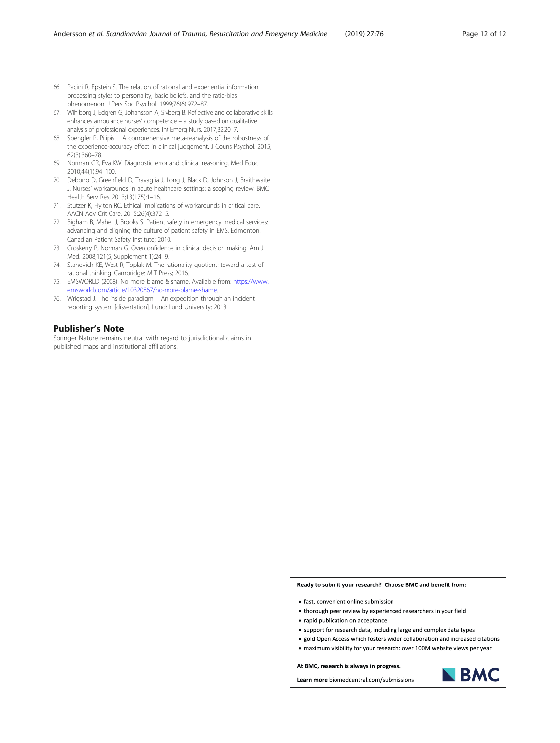66. Pacini R, Epstein S. The relation of rational and experiential information processing styles to personality, basic beliefs, and the ratio-bias phenomenon. J Pers Soc Psychol. 1999;76(6):972–87.
67. Wihlborg J, Edgren G, Johansson A, Sivberg B. Reflective and collaborative skills enhances ambulance nurses' competence – a study based on qualitative analysis of professional experiences. Int Emerg Nurs. 2017;32:20–7.
68. Spengler P, Pilipis L. A comprehensive meta-reanalysis of the robustness of the experience-accuracy effect in clinical judgement. J Couns Psychol. 2015; 62(3):360–78.
69. Norman GR, Eva KW. Diagnostic error and clinical reasoning. Med Educ. 2010;44(1):94–100.
70. Debono D, Greenfield D, Travaglia J, Long J, Black D, Johnson J, Braithwaite J. Nurses' workarounds in acute healthcare settings: a scoping review. BMC Health Serv Res. 2013;13(175):1–16.
71. Stutzer K, Hylton RC. Ethical implications of workarounds in critical care. AACN Adv Crit Care. 2015;26(4):372–5.
72. Bigham B, Maher J, Brooks S. Patient safety in emergency medical services: advancing and aligning the culture of patient safety in EMS. Edmonton: Canadian Patient Safety Institute; 2010.
73. Croskerry P, Norman G. Overconfidence in clinical decision making. Am J Med. 2008;121(5, Supplement 1):24–9.
74. Stanovich KE, West R, Toplak M. The rationality quotient: toward a test of rational thinking. Cambridge: MIT Press; 2016.
75. EMSWORLD (2008). No more blame & shame. Available from: https://www.emsworld.com/article/10320867/no-more-blame-shame.
76. Wrigstad J. The inside paradigm – An expedition through an incident reporting system [dissertation]. Lund: Lund University; 2018.

## Publisher's Note

Springer Nature remains neutral with regard to jurisdictional claims in published maps and institutional affiliations.

**Ready to submit your research? Choose BMC and benefit from:**

- fast, convenient online submission
- thorough peer review by experienced researchers in your field
- rapid publication on acceptance
- support for research data, including large and complex data types
- gold Open Access which fosters wider collaboration and increased citations
- maximum visibility for your research: over 100M website views per year

**At BMC, research is always in progress.**

**Learn more** biomedcentral.com/submissions

BMC